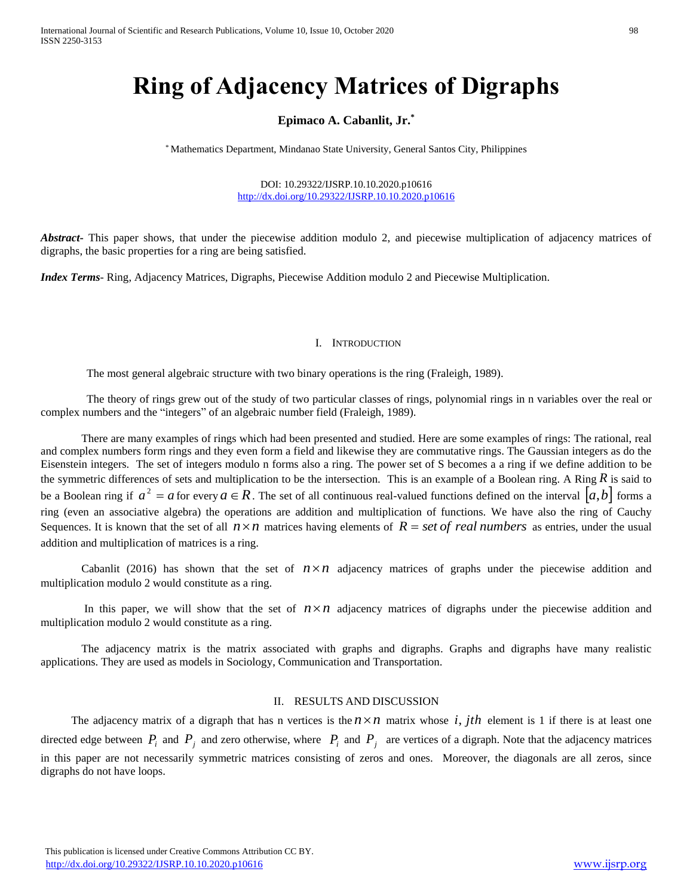# Ring of Adjacency Matrices of Digraphs

**Epimaco A. Cabanlit, Jr.***

* Mathematics Department, Mindanao State University, General Santos City, Philippines

DOI: 10.29322/IJSRP.10.10.2020.p10616
http://dx.doi.org/10.29322/IJSRP.10.10.2020.p10616

***Abstract***- This paper shows, that under the piecewise addition modulo 2, and piecewise multiplication of adjacency matrices of digraphs, the basic properties for a ring are being satisfied.

***Index Terms***- Ring, Adjacency Matrices, Digraphs, Piecewise Addition modulo 2 and Piecewise Multiplication.

## I. Introduction

The most general algebraic structure with two binary operations is the ring (Fraleigh, 1989).

The theory of rings grew out of the study of two particular classes of rings, polynomial rings in n variables over the real or complex numbers and the "integers" of an algebraic number field (Fraleigh, 1989).

There are many examples of rings which had been presented and studied. Here are some examples of rings: The rational, real and complex numbers form rings and they even form a field and likewise they are commutative rings. The Gaussian integers as do the Eisenstein integers. The set of integers modulo n forms also a ring. The power set of S becomes a a ring if we define addition to be the symmetric differences of sets and multiplication to be the intersection. This is an example of a Boolean ring. A Ring $R$ is said to be a Boolean ring if $a^2 = a$ for every $a \in R$. The set of all continuous real-valued functions defined on the interval $[a,b]$ forms a ring (even an associative algebra) the operations are addition and multiplication of functions. We have also the ring of Cauchy Sequences. It is known that the set of all $n \times n$ matrices having elements of $R = set\ of\ real\ numbers$ as entries, under the usual addition and multiplication of matrices is a ring.

Cabanlit (2016) has shown that the set of $n \times n$ adjacency matrices of graphs under the piecewise addition and multiplication modulo 2 would constitute as a ring.

In this paper, we will show that the set of $n \times n$ adjacency matrices of digraphs under the piecewise addition and multiplication modulo 2 would constitute as a ring.

The adjacency matrix is the matrix associated with graphs and digraphs. Graphs and digraphs have many realistic applications. They are used as models in Sociology, Communication and Transportation.

## II. Results and Discussion

The adjacency matrix of a digraph that has n vertices is the $n \times n$ matrix whose $i, jth$ element is 1 if there is at least one directed edge between $P_i$ and $P_j$ and zero otherwise, where $P_i$ and $P_j$ are vertices of a digraph. Note that the adjacency matrices in this paper are not necessarily symmetric matrices consisting of zeros and ones. Moreover, the diagonals are all zeros, since digraphs do not have loops.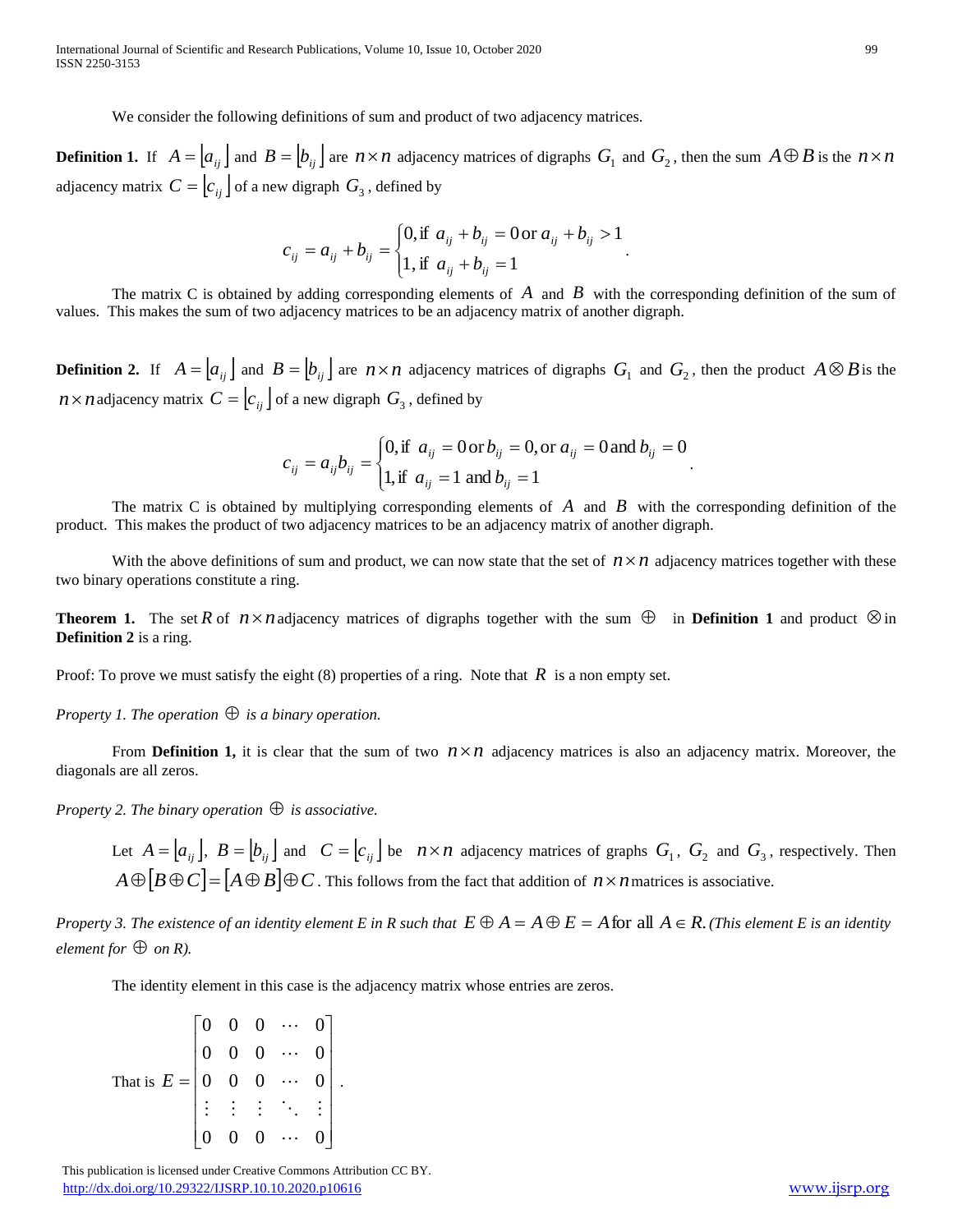We consider the following definitions of sum and product of two adjacency matrices.

**Definition 1.** If $A = \lfloor a_{ij} \rfloor$ and $B = \lfloor b_{ij} \rfloor$ are $n \times n$ adjacency matrices of digraphs $G_1$ and $G_2$, then the sum $A \oplus B$ is the $n \times n$ adjacency matrix $C = \lfloor c_{ij} \rfloor$ of a new digraph $G_3$, defined by

$$c_{ij} = a_{ij} + b_{ij} = \begin{cases} 0, \text{if } a_{ij} + b_{ij} = 0 \text{ or } a_{ij} + b_{ij} > 1 \\ 1, \text{if } a_{ij} + b_{ij} = 1 \end{cases}.$$

The matrix C is obtained by adding corresponding elements of $A$ and $B$ with the corresponding definition of the sum of values. This makes the sum of two adjacency matrices to be an adjacency matrix of another digraph.

**Definition 2.** If $A = \lfloor a_{ij} \rfloor$ and $B = \lfloor b_{ij} \rfloor$ are $n \times n$ adjacency matrices of digraphs $G_1$ and $G_2$, then the product $A \otimes B$ is the $n \times n$ adjacency matrix $C = \lfloor c_{ij} \rfloor$ of a new digraph $G_3$, defined by

$$c_{ij} = a_{ij} b_{ij} = \begin{cases} 0, \text{if } a_{ij} = 0 \text{ or } b_{ij} = 0, \text{or } a_{ij} = 0 \text{ and } b_{ij} = 0 \\ 1, \text{if } a_{ij} = 1 \text{ and } b_{ij} = 1 \end{cases}.$$

The matrix C is obtained by multiplying corresponding elements of $A$ and $B$ with the corresponding definition of the product. This makes the product of two adjacency matrices to be an adjacency matrix of another digraph.

With the above definitions of sum and product, we can now state that the set of $n \times n$ adjacency matrices together with these two binary operations constitute a ring.

**Theorem 1.** The set $R$ of $n \times n$ adjacency matrices of digraphs together with the sum $\oplus$ in **Definition 1** and product $\otimes$ in **Definition 2** is a ring.

Proof: To prove we must satisfy the eight (8) properties of a ring. Note that $R$ is a non empty set.

*Property 1. The operation $\oplus$ is a binary operation.*

From **Definition 1,** it is clear that the sum of two $n \times n$ adjacency matrices is also an adjacency matrix. Moreover, the diagonals are all zeros.

*Property 2. The binary operation $\oplus$ is associative.*

Let $A = \lfloor a_{ij} \rfloor$, $B = \lfloor b_{ij} \rfloor$ and $C = \lfloor c_{ij} \rfloor$ be $n \times n$ adjacency matrices of graphs $G_1$, $G_2$ and $G_3$, respectively. Then $A \oplus [B \oplus C] = [A \oplus B] \oplus C$. This follows from the fact that addition of $n \times n$ matrices is associative.

*Property 3. The existence of an identity element E in R such that $E \oplus A = A \oplus E = A$ for all $A \in R$. (This element E is an identity element for $\oplus$ on R).*

The identity element in this case is the adjacency matrix whose entries are zeros.

That is $E = \begin{bmatrix} 0 & 0 & 0 & \cdots & 0 \\ 0 & 0 & 0 & \cdots & 0 \\ 0 & 0 & 0 & \cdots & 0 \\ \vdots & \vdots & \vdots & \ddots & \vdots \\ 0 & 0 & 0 & \cdots & 0 \end{bmatrix}$.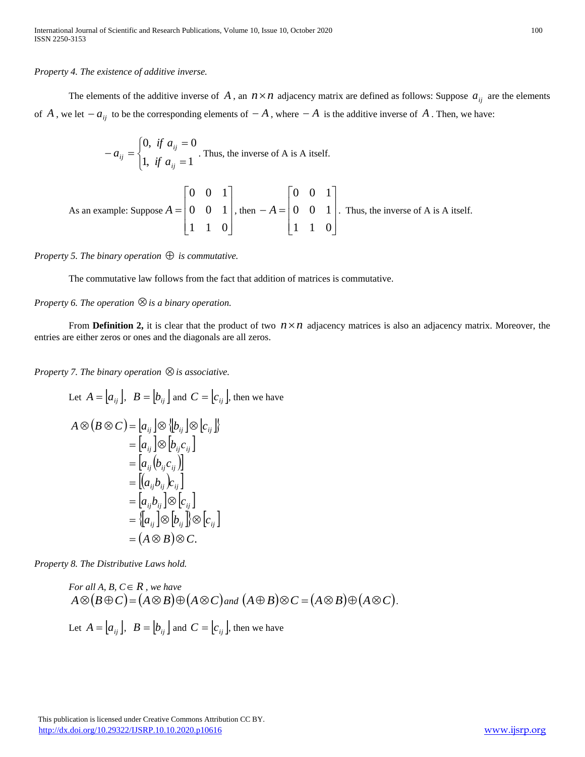*Property 4. The existence of additive inverse.*

The elements of the additive inverse of $A$, an $n \times n$ adjacency matrix are defined as follows: Suppose $a_{ij}$ are the elements of $A$, we let $-a_{ij}$ to be the corresponding elements of $-A$, where $-A$ is the additive inverse of $A$. Then, we have:

$$-a_{ij} = \begin{cases} 0, & if \ a_{ij} = 0 \\ 1, & if \ a_{ij} = 1 \end{cases}$$

. Thus, the inverse of A is A itself.

As an example: Suppose $A = \begin{bmatrix} 0 & 0 & 1 \\ 0 & 0 & 1 \\ 1 & 1 & 0 \end{bmatrix}$, then $-A = \begin{bmatrix} 0 & 0 & 1 \\ 0 & 0 & 1 \\ 1 & 1 & 0 \end{bmatrix}$. Thus, the inverse of A is A itself.

*Property 5. The binary operation $\oplus$ is commutative.*

The commutative law follows from the fact that addition of matrices is commutative.

*Property 6. The operation $\otimes$ is a binary operation.*

From **Definition 2,** it is clear that the product of two $n \times n$ adjacency matrices is also an adjacency matrix. Moreover, the entries are either zeros or ones and the diagonals are all zeros.

*Property 7. The binary operation $\otimes$ is associative.*

Let $A = \lfloor a_{ij} \rfloor$, $B = \lfloor b_{ij} \rfloor$ and $C = \lfloor c_{ij} \rfloor$, then we have

$$\begin{aligned}
A \otimes (B \otimes C) &= \lfloor a_{ij} \rfloor \otimes \{\lfloor b_{ij} \rfloor \otimes \lfloor c_{ij} \rfloor\} \\
&= \lfloor a_{ij} \rfloor \otimes \lfloor b_{ij} c_{ij} \rfloor \\
&= \lfloor a_{ij} (b_{ij} c_{ij}) \rfloor \\
&= \lfloor (a_{ij} b_{ij}) c_{ij} \rfloor \\
&= \lfloor a_{ij} b_{ij} \rfloor \otimes \lfloor c_{ij} \rfloor \\
&= \{\lfloor a_{ij} \rfloor \otimes \lfloor b_{ij} \rfloor\} \otimes \lfloor c_{ij} \rfloor \\
&= (A \otimes B) \otimes C.
\end{aligned}$$

*Property 8. The Distributive Laws hold.*

*For all A, B, C* $\in R$, *we have*
$A \otimes (B \oplus C) = (A \otimes B) \oplus (A \otimes C)$ *and* $(A \oplus B) \otimes C = (A \otimes B) \oplus (A \otimes C)$.

Let $A = \lfloor a_{ij} \rfloor$, $B = \lfloor b_{ij} \rfloor$ and $C = \lfloor c_{ij} \rfloor$, then we have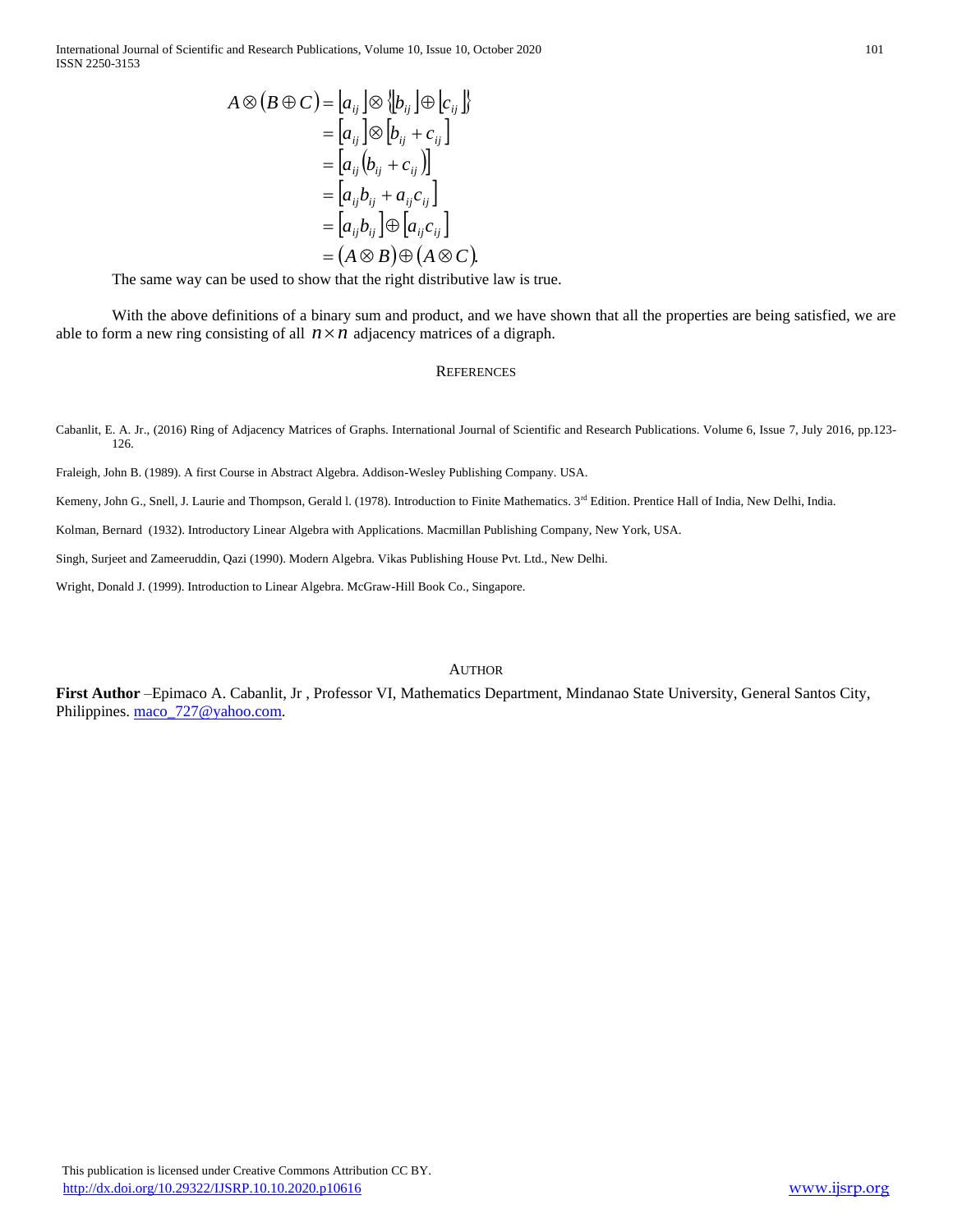$$
\begin{aligned}
A \otimes (B \oplus C) &= [a_{ij}] \otimes \{[b_{ij}] \oplus [c_{ij}]\} \\
&= [a_{ij}] \otimes [b_{ij} + c_{ij}] \\
&= [a_{ij}(b_{ij} + c_{ij})] \\
&= [a_{ij}b_{ij} + a_{ij}c_{ij}] \\
&= [a_{ij}b_{ij}] \oplus [a_{ij}c_{ij}] \\
&= (A \otimes B) \oplus (A \otimes C).
\end{aligned}
$$

The same way can be used to show that the right distributive law is true.

With the above definitions of a binary sum and product, and we have shown that all the properties are being satisfied, we are able to form a new ring consisting of all $n \times n$ adjacency matrices of a digraph.

## REFERENCES

Cabanlit, E. A. Jr., (2016) Ring of Adjacency Matrices of Graphs. International Journal of Scientific and Research Publications. Volume 6, Issue 7, July 2016, pp.123-126.

Fraleigh, John B. (1989). A first Course in Abstract Algebra. Addison-Wesley Publishing Company. USA.

Kemeny, John G., Snell, J. Laurie and Thompson, Gerald l. (1978). Introduction to Finite Mathematics. 3rd Edition. Prentice Hall of India, New Delhi, India.

Kolman, Bernard (1932). Introductory Linear Algebra with Applications. Macmillan Publishing Company, New York, USA.

Singh, Surjeet and Zameeruddin, Qazi (1990). Modern Algebra. Vikas Publishing House Pvt. Ltd., New Delhi.

Wright, Donald J. (1999). Introduction to Linear Algebra. McGraw-Hill Book Co., Singapore.

## AUTHOR

**First Author** –Epimaco A. Cabanlit, Jr , Professor VI, Mathematics Department, Mindanao State University, General Santos City, Philippines. maco_727@yahoo.com.